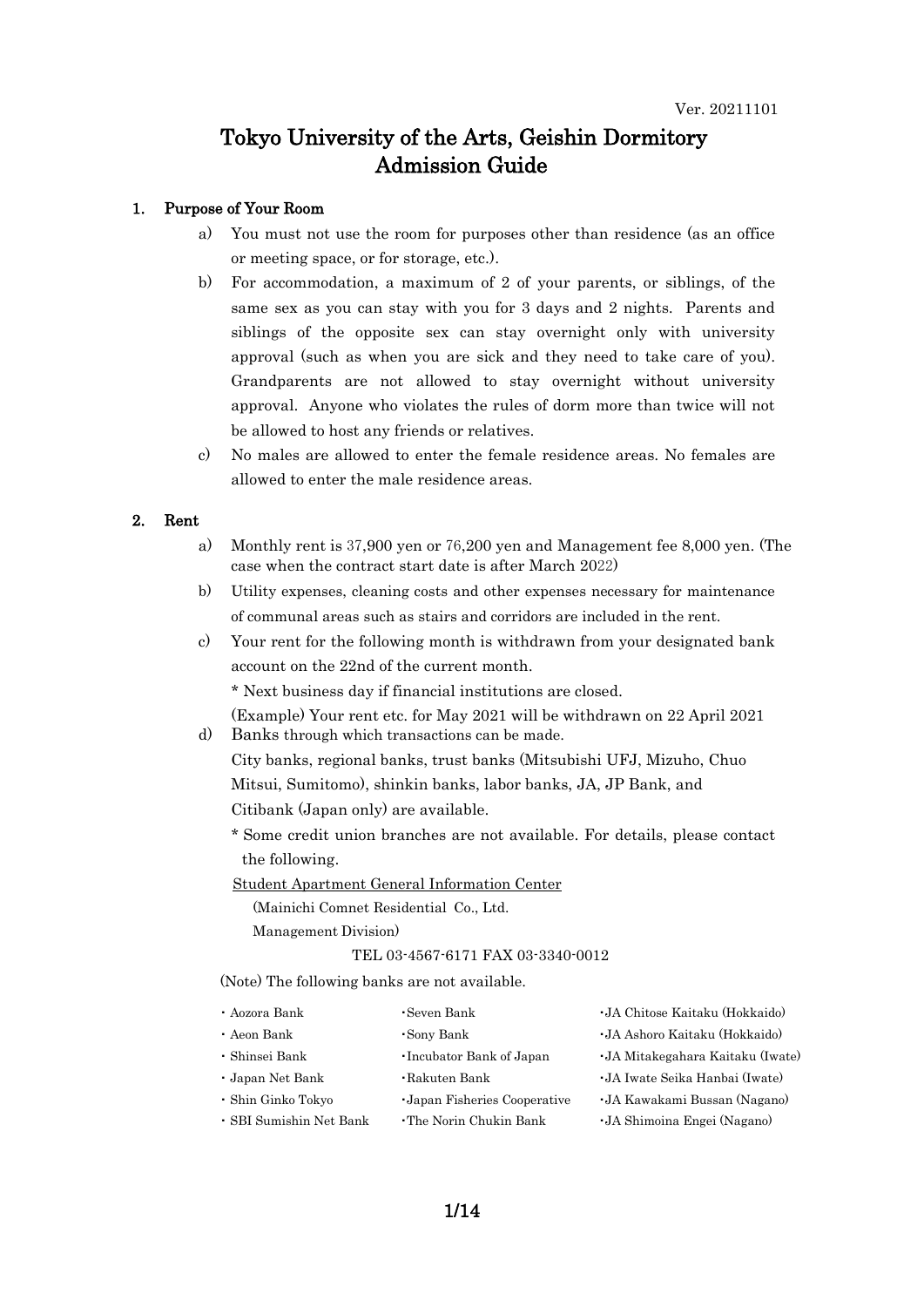Ver. 20211101

# Tokyo University of the Arts, Geishin Dormitory Admission Guide

## 1. Purpose of Your Room

a) You must not use the room for purposes other than residence (as an office or meeting space, or for storage, etc.).

b) For accommodation, a maximum of 2 of your parents, or siblings, of the same sex as you can stay with you for 3 days and 2 nights. Parents and siblings of the opposite sex can stay overnight only with university approval (such as when you are sick and they need to take care of you). Grandparents are not allowed to stay overnight without university approval. Anyone who violates the rules of dorm more than twice will not be allowed to host any friends or relatives.

c) No males are allowed to enter the female residence areas. No females are allowed to enter the male residence areas.

## 2. Rent

a) Monthly rent is 37,900 yen or 76,200 yen and Management fee 8,000 yen. (The case when the contract start date is after March 2022)

b) Utility expenses, cleaning costs and other expenses necessary for maintenance of communal areas such as stairs and corridors are included in the rent.

c) Your rent for the following month is withdrawn from your designated bank account on the 22nd of the current month.

\* Next business day if financial institutions are closed.

(Example) Your rent etc. for May 2021 will be withdrawn on 22 April 2021

d) Banks through which transactions can be made.

City banks, regional banks, trust banks (Mitsubishi UFJ, Mizuho, Chuo Mitsui, Sumitomo), shinkin banks, labor banks, JA, JP Bank, and Citibank (Japan only) are available.

\* Some credit union branches are not available. For details, please contact the following.

Student Apartment General Information Center
(Mainichi Comnet Residential Co., Ltd.
Management Division)
TEL 03-4567-6171 FAX 03-3340-0012

(Note) The following banks are not available.

- Aozora Bank
- Aeon Bank
- Shinsei Bank
- Japan Net Bank
- Shin Ginko Tokyo
- SBI Sumishin Net Bank
- Seven Bank
- Sony Bank
- Incubator Bank of Japan
- Rakuten Bank
- Japan Fisheries Cooperative
- The Norin Chukin Bank
- JA Chitose Kaitaku (Hokkaido)
- JA Ashoro Kaitaku (Hokkaido)
- JA Mitakegahara Kaitaku (Iwate)
- JA Iwate Seika Hanbai (Iwate)
- JA Kawakami Bussan (Nagano)
- JA Shimoina Engei (Nagano)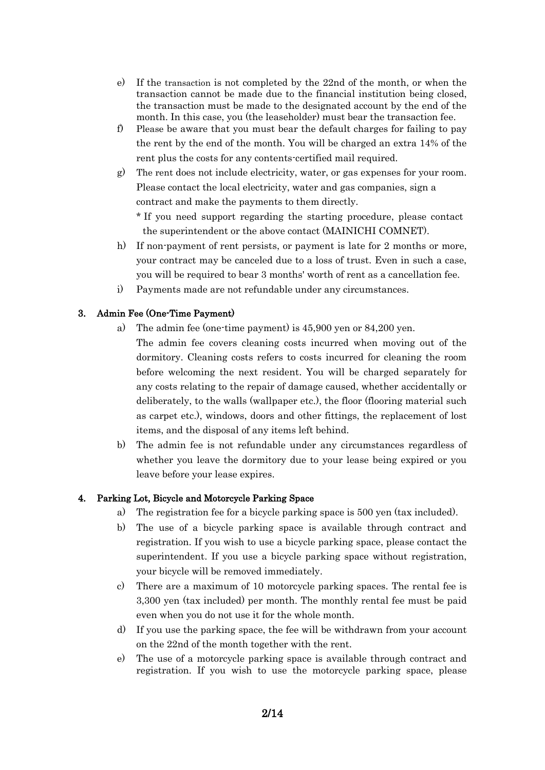e) If the transaction is not completed by the 22nd of the month, or when the transaction cannot be made due to the financial institution being closed, the transaction must be made to the designated account by the end of the month. In this case, you (the leaseholder) must bear the transaction fee.

f) Please be aware that you must bear the default charges for failing to pay the rent by the end of the month. You will be charged an extra 14% of the rent plus the costs for any contents-certified mail required.

g) The rent does not include electricity, water, or gas expenses for your room. Please contact the local electricity, water and gas companies, sign a contract and make the payments to them directly.

   * If you need support regarding the starting procedure, please contact the superintendent or the above contact (MAINICHI COMNET).

h) If non-payment of rent persists, or payment is late for 2 months or more, your contract may be canceled due to a loss of trust. Even in such a case, you will be required to bear 3 months' worth of rent as a cancellation fee.

i) Payments made are not refundable under any circumstances.

## 3. Admin Fee (One-Time Payment)

a) The admin fee (one-time payment) is 45,900 yen or 84,200 yen.

   The admin fee covers cleaning costs incurred when moving out of the dormitory. Cleaning costs refers to costs incurred for cleaning the room before welcoming the next resident. You will be charged separately for any costs relating to the repair of damage caused, whether accidentally or deliberately, to the walls (wallpaper etc.), the floor (flooring material such as carpet etc.), windows, doors and other fittings, the replacement of lost items, and the disposal of any items left behind.

b) The admin fee is not refundable under any circumstances regardless of whether you leave the dormitory due to your lease being expired or you leave before your lease expires.

## 4. Parking Lot, Bicycle and Motorcycle Parking Space

a) The registration fee for a bicycle parking space is 500 yen (tax included).

b) The use of a bicycle parking space is available through contract and registration. If you wish to use a bicycle parking space, please contact the superintendent. If you use a bicycle parking space without registration, your bicycle will be removed immediately.

c) There are a maximum of 10 motorcycle parking spaces. The rental fee is 3,300 yen (tax included) per month. The monthly rental fee must be paid even when you do not use it for the whole month.

d) If you use the parking space, the fee will be withdrawn from your account on the 22nd of the month together with the rent.

e) The use of a motorcycle parking space is available through contract and registration. If you wish to use the motorcycle parking space, please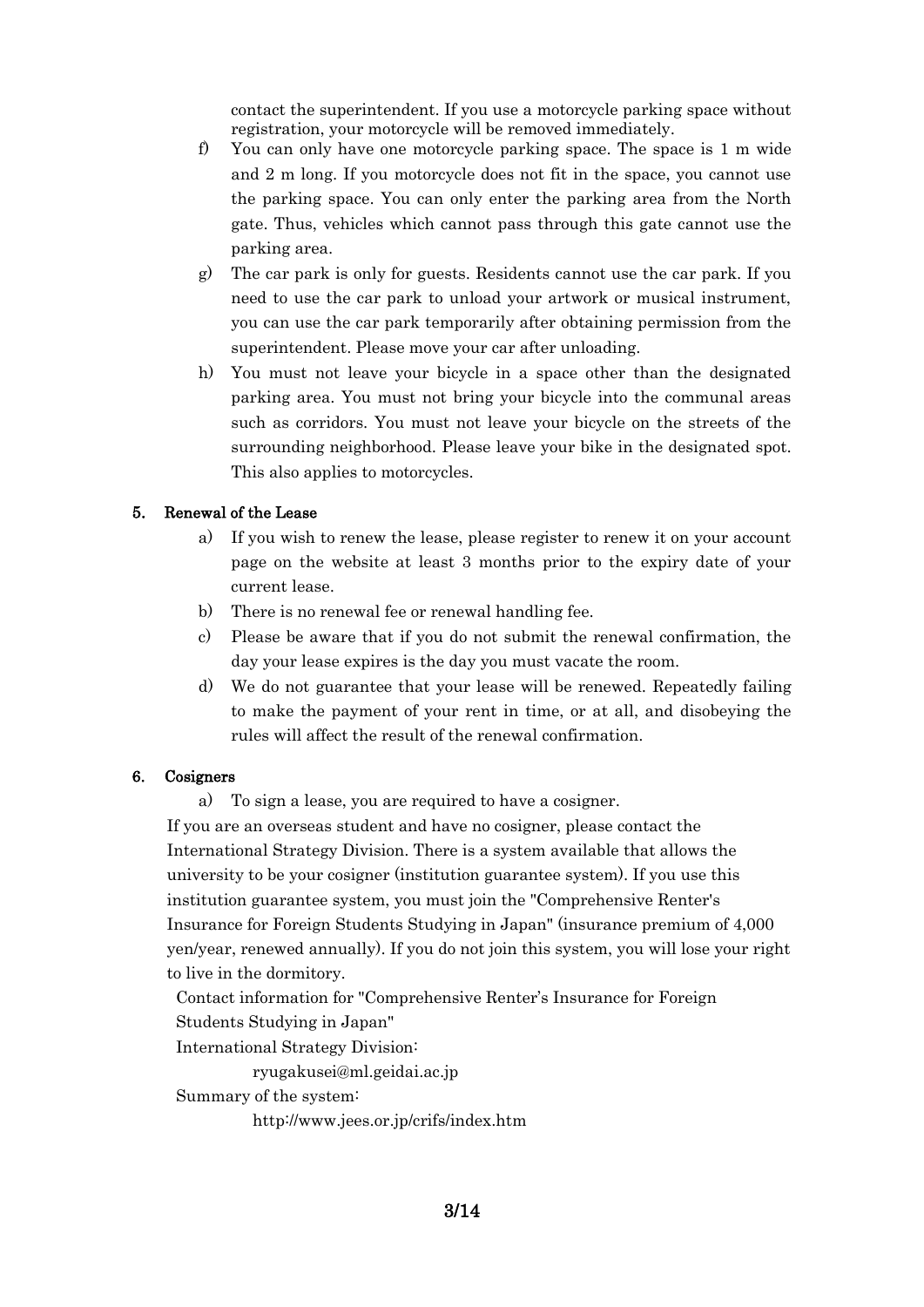contact the superintendent. If you use a motorcycle parking space without registration, your motorcycle will be removed immediately.

f) You can only have one motorcycle parking space. The space is 1 m wide and 2 m long. If you motorcycle does not fit in the space, you cannot use the parking space. You can only enter the parking area from the North gate. Thus, vehicles which cannot pass through this gate cannot use the parking area.

g) The car park is only for guests. Residents cannot use the car park. If you need to use the car park to unload your artwork or musical instrument, you can use the car park temporarily after obtaining permission from the superintendent. Please move your car after unloading.

h) You must not leave your bicycle in a space other than the designated parking area. You must not bring your bicycle into the communal areas such as corridors. You must not leave your bicycle on the streets of the surrounding neighborhood. Please leave your bike in the designated spot. This also applies to motorcycles.

## 5. Renewal of the Lease

a) If you wish to renew the lease, please register to renew it on your account page on the website at least 3 months prior to the expiry date of your current lease.

b) There is no renewal fee or renewal handling fee.

c) Please be aware that if you do not submit the renewal confirmation, the day your lease expires is the day you must vacate the room.

d) We do not guarantee that your lease will be renewed. Repeatedly failing to make the payment of your rent in time, or at all, and disobeying the rules will affect the result of the renewal confirmation.

## 6. Cosigners

a) To sign a lease, you are required to have a cosigner.

If you are an overseas student and have no cosigner, please contact the International Strategy Division. There is a system available that allows the university to be your cosigner (institution guarantee system). If you use this institution guarantee system, you must join the "Comprehensive Renter's Insurance for Foreign Students Studying in Japan" (insurance premium of 4,000 yen/year, renewed annually). If you do not join this system, you will lose your right to live in the dormitory.

Contact information for "Comprehensive Renter's Insurance for Foreign Students Studying in Japan"

International Strategy Division:

ryugakusei@ml.geidai.ac.jp

Summary of the system:

http://www.jees.or.jp/crifs/index.htm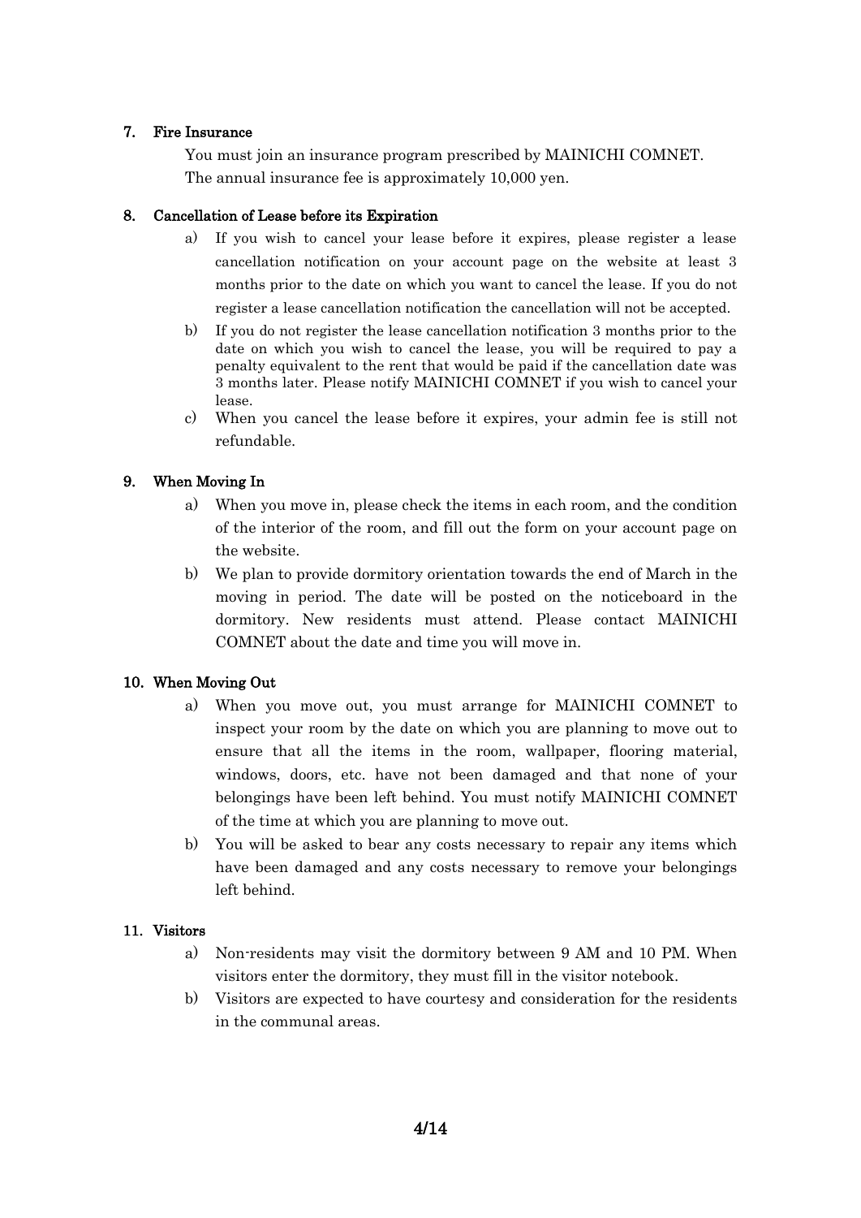### 7. Fire Insurance

You must join an insurance program prescribed by MAINICHI COMNET.
The annual insurance fee is approximately 10,000 yen.

### 8. Cancellation of Lease before its Expiration

a) If you wish to cancel your lease before it expires, please register a lease cancellation notification on your account page on the website at least 3 months prior to the date on which you want to cancel the lease. If you do not register a lease cancellation notification the cancellation will not be accepted.

b) If you do not register the lease cancellation notification 3 months prior to the date on which you wish to cancel the lease, you will be required to pay a penalty equivalent to the rent that would be paid if the cancellation date was 3 months later. Please notify MAINICHI COMNET if you wish to cancel your lease.

c) When you cancel the lease before it expires, your admin fee is still not refundable.

### 9. When Moving In

a) When you move in, please check the items in each room, and the condition of the interior of the room, and fill out the form on your account page on the website.

b) We plan to provide dormitory orientation towards the end of March in the moving in period. The date will be posted on the noticeboard in the dormitory. New residents must attend. Please contact MAINICHI COMNET about the date and time you will move in.

### 10. When Moving Out

a) When you move out, you must arrange for MAINICHI COMNET to inspect your room by the date on which you are planning to move out to ensure that all the items in the room, wallpaper, flooring material, windows, doors, etc. have not been damaged and that none of your belongings have been left behind. You must notify MAINICHI COMNET of the time at which you are planning to move out.

b) You will be asked to bear any costs necessary to repair any items which have been damaged and any costs necessary to remove your belongings left behind.

### 11. Visitors

a) Non-residents may visit the dormitory between 9 AM and 10 PM. When visitors enter the dormitory, they must fill in the visitor notebook.

b) Visitors are expected to have courtesy and consideration for the residents in the communal areas.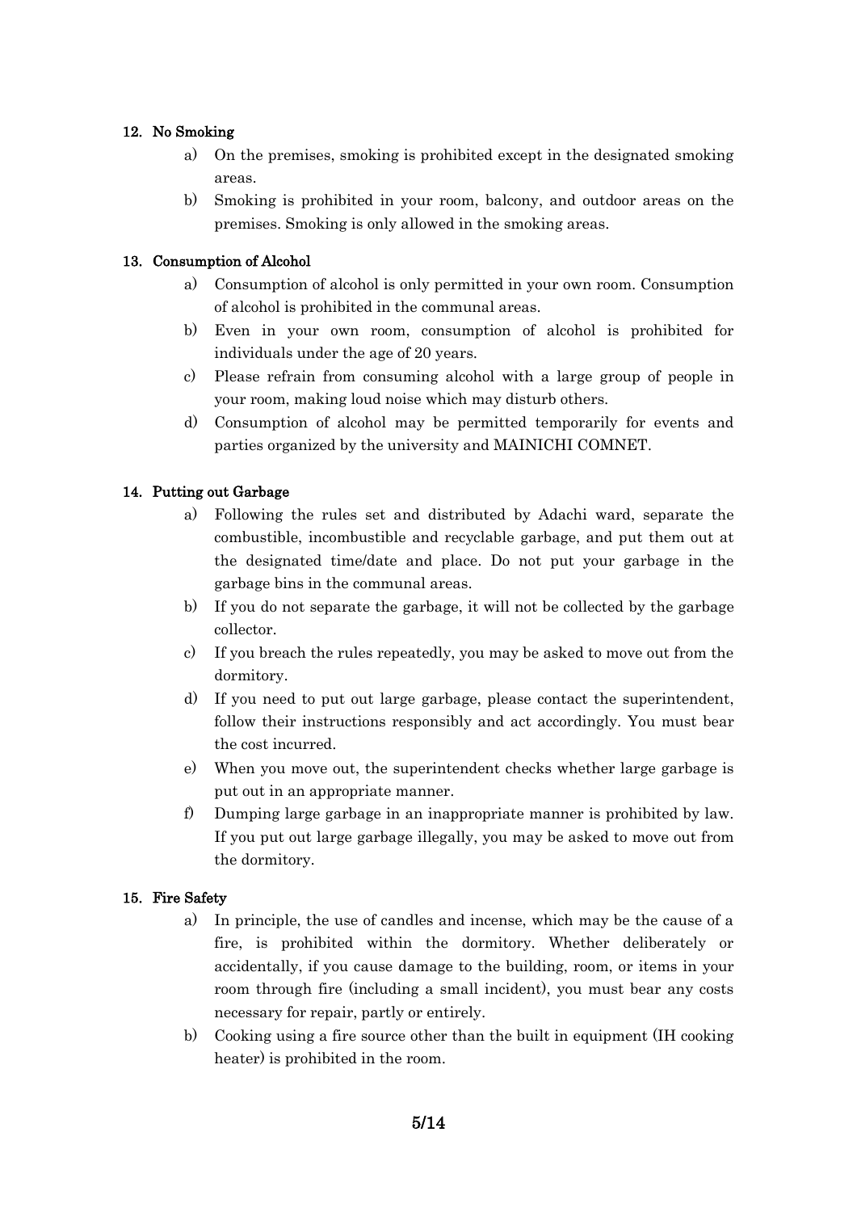### 12. No Smoking

a) On the premises, smoking is prohibited except in the designated smoking areas.

b) Smoking is prohibited in your room, balcony, and outdoor areas on the premises. Smoking is only allowed in the smoking areas.

### 13. Consumption of Alcohol

a) Consumption of alcohol is only permitted in your own room. Consumption of alcohol is prohibited in the communal areas.

b) Even in your own room, consumption of alcohol is prohibited for individuals under the age of 20 years.

c) Please refrain from consuming alcohol with a large group of people in your room, making loud noise which may disturb others.

d) Consumption of alcohol may be permitted temporarily for events and parties organized by the university and MAINICHI COMNET.

### 14. Putting out Garbage

a) Following the rules set and distributed by Adachi ward, separate the combustible, incombustible and recyclable garbage, and put them out at the designated time/date and place. Do not put your garbage in the garbage bins in the communal areas.

b) If you do not separate the garbage, it will not be collected by the garbage collector.

c) If you breach the rules repeatedly, you may be asked to move out from the dormitory.

d) If you need to put out large garbage, please contact the superintendent, follow their instructions responsibly and act accordingly. You must bear the cost incurred.

e) When you move out, the superintendent checks whether large garbage is put out in an appropriate manner.

f) Dumping large garbage in an inappropriate manner is prohibited by law. If you put out large garbage illegally, you may be asked to move out from the dormitory.

### 15. Fire Safety

a) In principle, the use of candles and incense, which may be the cause of a fire, is prohibited within the dormitory. Whether deliberately or accidentally, if you cause damage to the building, room, or items in your room through fire (including a small incident), you must bear any costs necessary for repair, partly or entirely.

b) Cooking using a fire source other than the built in equipment (IH cooking heater) is prohibited in the room.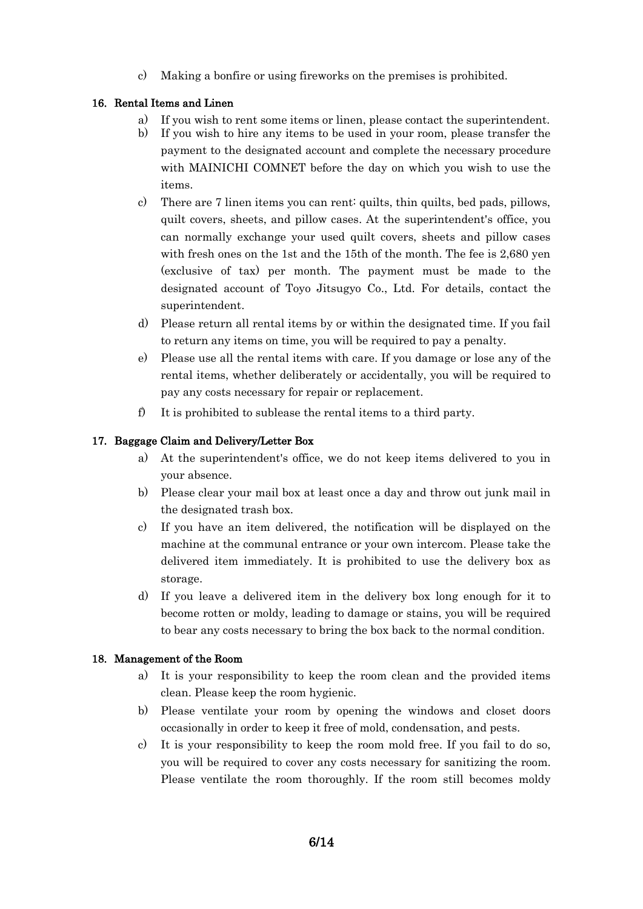c) Making a bonfire or using fireworks on the premises is prohibited.

## 16. Rental Items and Linen

a) If you wish to rent some items or linen, please contact the superintendent.

b) If you wish to hire any items to be used in your room, please transfer the payment to the designated account and complete the necessary procedure with MAINICHI COMNET before the day on which you wish to use the items.

c) There are 7 linen items you can rent: quilts, thin quilts, bed pads, pillows, quilt covers, sheets, and pillow cases. At the superintendent's office, you can normally exchange your used quilt covers, sheets and pillow cases with fresh ones on the 1st and the 15th of the month. The fee is 2,680 yen (exclusive of tax) per month. The payment must be made to the designated account of Toyo Jitsugyo Co., Ltd. For details, contact the superintendent.

d) Please return all rental items by or within the designated time. If you fail to return any items on time, you will be required to pay a penalty.

e) Please use all the rental items with care. If you damage or lose any of the rental items, whether deliberately or accidentally, you will be required to pay any costs necessary for repair or replacement.

f) It is prohibited to sublease the rental items to a third party.

## 17. Baggage Claim and Delivery/Letter Box

a) At the superintendent's office, we do not keep items delivered to you in your absence.

b) Please clear your mail box at least once a day and throw out junk mail in the designated trash box.

c) If you have an item delivered, the notification will be displayed on the machine at the communal entrance or your own intercom. Please take the delivered item immediately. It is prohibited to use the delivery box as storage.

d) If you leave a delivered item in the delivery box long enough for it to become rotten or moldy, leading to damage or stains, you will be required to bear any costs necessary to bring the box back to the normal condition.

## 18. Management of the Room

a) It is your responsibility to keep the room clean and the provided items clean. Please keep the room hygienic.

b) Please ventilate your room by opening the windows and closet doors occasionally in order to keep it free of mold, condensation, and pests.

c) It is your responsibility to keep the room mold free. If you fail to do so, you will be required to cover any costs necessary for sanitizing the room. Please ventilate the room thoroughly. If the room still becomes moldy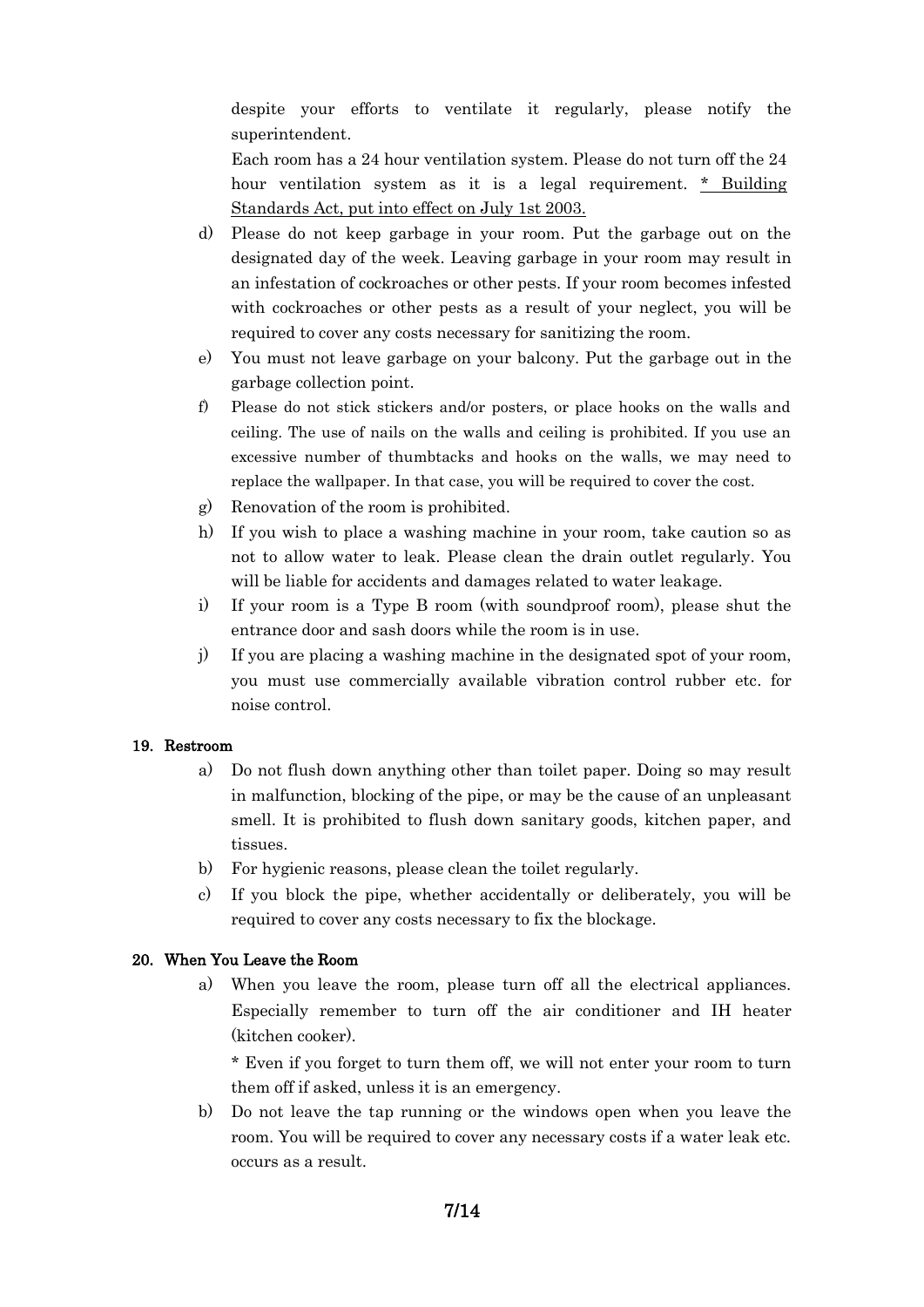despite your efforts to ventilate it regularly, please notify the superintendent.

Each room has a 24 hour ventilation system. Please do not turn off the 24 hour ventilation system as it is a legal requirement. <u>* Building Standards Act, put into effect on July 1st 2003.</u>

d) Please do not keep garbage in your room. Put the garbage out on the designated day of the week. Leaving garbage in your room may result in an infestation of cockroaches or other pests. If your room becomes infested with cockroaches or other pests as a result of your neglect, you will be required to cover any costs necessary for sanitizing the room.

e) You must not leave garbage on your balcony. Put the garbage out in the garbage collection point.

f) Please do not stick stickers and/or posters, or place hooks on the walls and ceiling. The use of nails on the walls and ceiling is prohibited. If you use an excessive number of thumbtacks and hooks on the walls, we may need to replace the wallpaper. In that case, you will be required to cover the cost.

g) Renovation of the room is prohibited.

h) If you wish to place a washing machine in your room, take caution so as not to allow water to leak. Please clean the drain outlet regularly. You will be liable for accidents and damages related to water leakage.

i) If your room is a Type B room (with soundproof room), please shut the entrance door and sash doors while the room is in use.

j) If you are placing a washing machine in the designated spot of your room, you must use commercially available vibration control rubber etc. for noise control.

## 19. Restroom

a) Do not flush down anything other than toilet paper. Doing so may result in malfunction, blocking of the pipe, or may be the cause of an unpleasant smell. It is prohibited to flush down sanitary goods, kitchen paper, and tissues.

b) For hygienic reasons, please clean the toilet regularly.

c) If you block the pipe, whether accidentally or deliberately, you will be required to cover any costs necessary to fix the blockage.

## 20. When You Leave the Room

a) When you leave the room, please turn off all the electrical appliances. Especially remember to turn off the air conditioner and IH heater (kitchen cooker).

   * Even if you forget to turn them off, we will not enter your room to turn them off if asked, unless it is an emergency.

b) Do not leave the tap running or the windows open when you leave the room. You will be required to cover any necessary costs if a water leak etc. occurs as a result.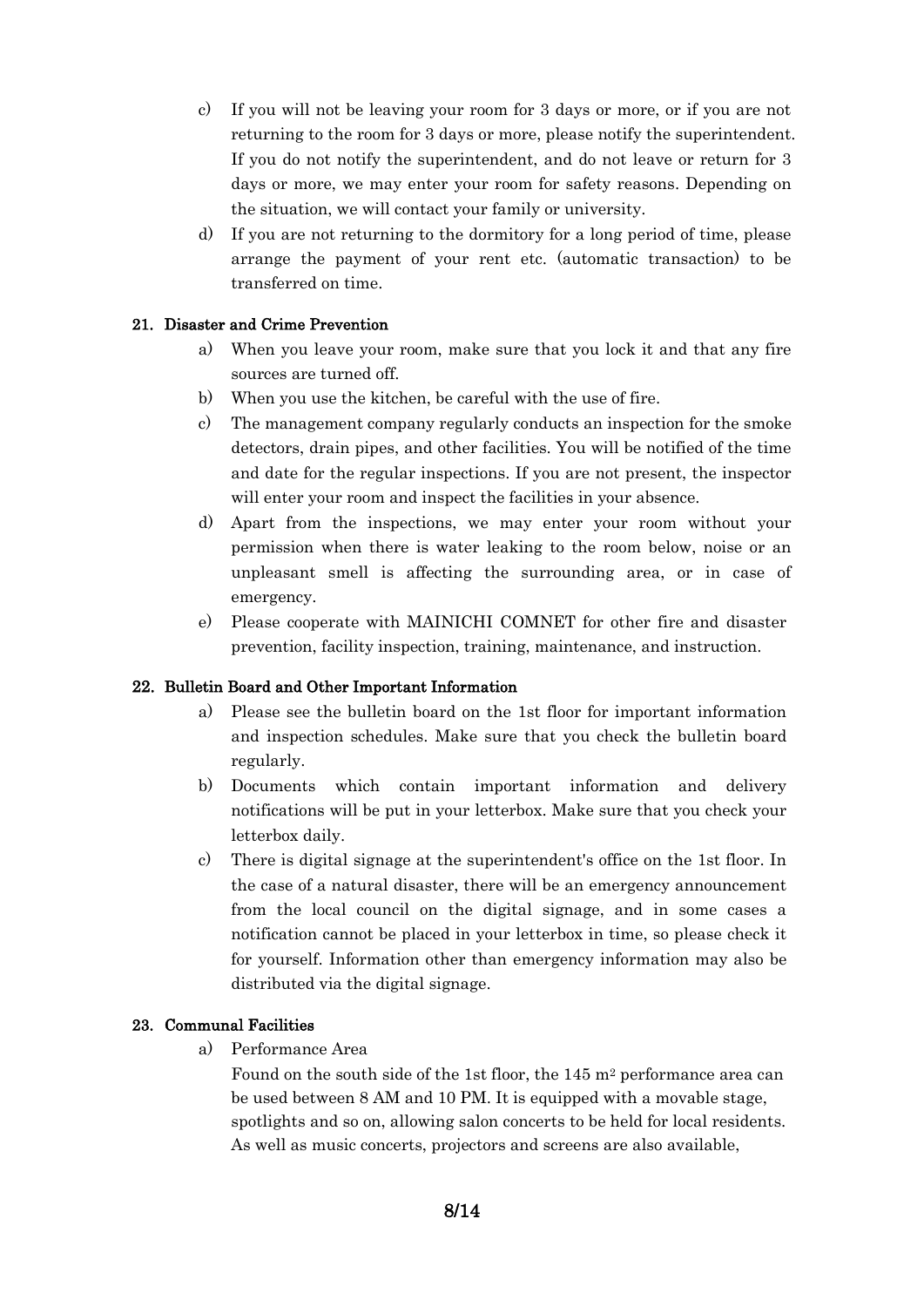c) If you will not be leaving your room for 3 days or more, or if you are not returning to the room for 3 days or more, please notify the superintendent. If you do not notify the superintendent, and do not leave or return for 3 days or more, we may enter your room for safety reasons. Depending on the situation, we will contact your family or university.

d) If you are not returning to the dormitory for a long period of time, please arrange the payment of your rent etc. (automatic transaction) to be transferred on time.

## 21. Disaster and Crime Prevention

a) When you leave your room, make sure that you lock it and that any fire sources are turned off.

b) When you use the kitchen, be careful with the use of fire.

c) The management company regularly conducts an inspection for the smoke detectors, drain pipes, and other facilities. You will be notified of the time and date for the regular inspections. If you are not present, the inspector will enter your room and inspect the facilities in your absence.

d) Apart from the inspections, we may enter your room without your permission when there is water leaking to the room below, noise or an unpleasant smell is affecting the surrounding area, or in case of emergency.

e) Please cooperate with MAINICHI COMNET for other fire and disaster prevention, facility inspection, training, maintenance, and instruction.

## 22. Bulletin Board and Other Important Information

a) Please see the bulletin board on the 1st floor for important information and inspection schedules. Make sure that you check the bulletin board regularly.

b) Documents which contain important information and delivery notifications will be put in your letterbox. Make sure that you check your letterbox daily.

c) There is digital signage at the superintendent's office on the 1st floor. In the case of a natural disaster, there will be an emergency announcement from the local council on the digital signage, and in some cases a notification cannot be placed in your letterbox in time, so please check it for yourself. Information other than emergency information may also be distributed via the digital signage.

## 23. Communal Facilities

a) Performance Area

Found on the south side of the 1st floor, the 145 $m^2$ performance area can be used between 8 AM and 10 PM. It is equipped with a movable stage, spotlights and so on, allowing salon concerts to be held for local residents. As well as music concerts, projectors and screens are also available,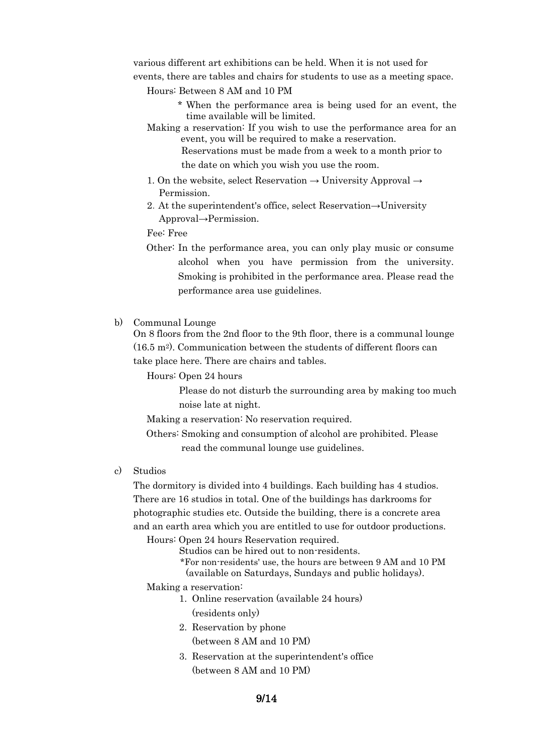various different art exhibitions can be held. When it is not used for events, there are tables and chairs for students to use as a meeting space.

Hours: Between 8 AM and 10 PM

\* When the performance area is being used for an event, the time available will be limited.

Making a reservation: If you wish to use the performance area for an event, you will be required to make a reservation. Reservations must be made from a week to a month prior to the date on which you wish you use the room.

1. On the website, select Reservation → University Approval → Permission.
2. At the superintendent's office, select Reservation→University Approval→Permission.

Fee: Free

Other: In the performance area, you can only play music or consume alcohol when you have permission from the university. Smoking is prohibited in the performance area. Please read the performance area use guidelines.

b) Communal Lounge

On 8 floors from the 2nd floor to the 9th floor, there is a communal lounge (16.5 m$^2$). Communication between the students of different floors can take place here. There are chairs and tables.

Hours: Open 24 hours

Please do not disturb the surrounding area by making too much noise late at night.

Making a reservation: No reservation required.

Others: Smoking and consumption of alcohol are prohibited. Please read the communal lounge use guidelines.

c) Studios

The dormitory is divided into 4 buildings. Each building has 4 studios. There are 16 studios in total. One of the buildings has darkrooms for photographic studies etc. Outside the building, there is a concrete area and an earth area which you are entitled to use for outdoor productions.

Hours: Open 24 hours Reservation required.

Studios can be hired out to non-residents.

\*For non-residents' use, the hours are between 9 AM and 10 PM (available on Saturdays, Sundays and public holidays).

Making a reservation:

1. Online reservation (available 24 hours) (residents only)
2. Reservation by phone (between 8 AM and 10 PM)
3. Reservation at the superintendent's office (between 8 AM and 10 PM)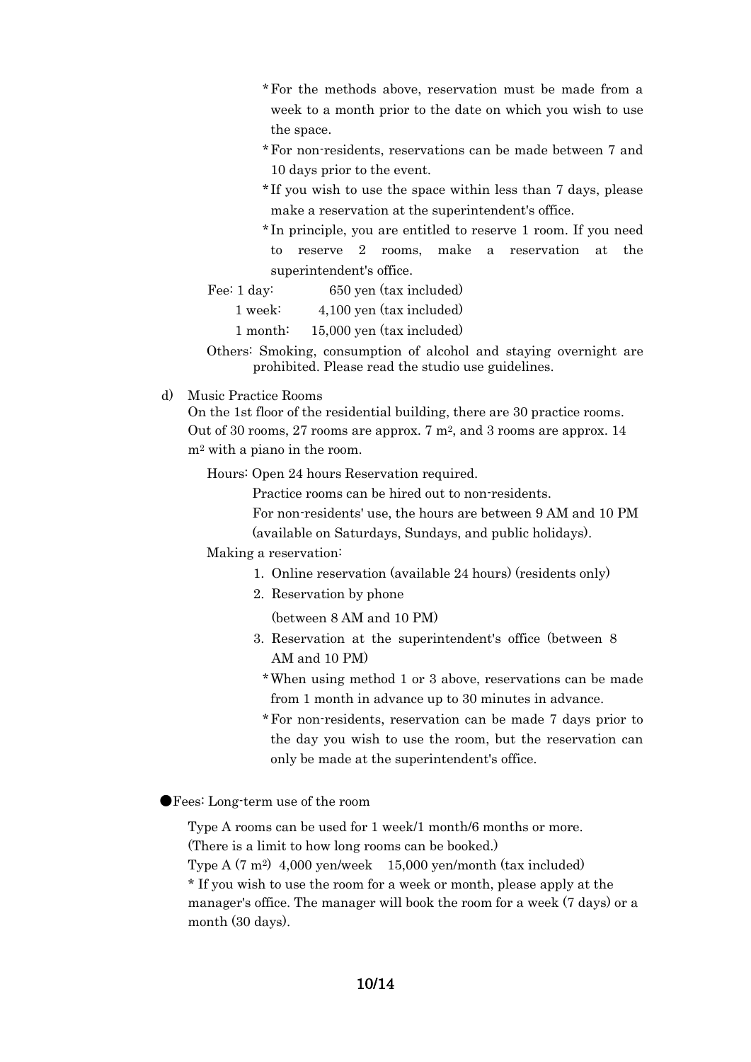* For the methods above, reservation must be made from a week to a month prior to the date on which you wish to use the space.
* For non-residents, reservations can be made between 7 and 10 days prior to the event.
* If you wish to use the space within less than 7 days, please make a reservation at the superintendent's office.
* In principle, you are entitled to reserve 1 room. If you need to reserve 2 rooms, make a reservation at the superintendent's office.

Fee: 1 day: 650 yen (tax included)
1 week: 4,100 yen (tax included)
1 month: 15,000 yen (tax included)

Others: Smoking, consumption of alcohol and staying overnight are prohibited. Please read the studio use guidelines.

d) Music Practice Rooms

On the 1st floor of the residential building, there are 30 practice rooms. Out of 30 rooms, 27 rooms are approx. 7 $m^2$, and 3 rooms are approx. 14 $m^2$ with a piano in the room.

Hours: Open 24 hours Reservation required.
Practice rooms can be hired out to non-residents.
For non-residents' use, the hours are between 9 AM and 10 PM (available on Saturdays, Sundays, and public holidays).

Making a reservation:

1. Online reservation (available 24 hours) (residents only)
2. Reservation by phone
   (between 8 AM and 10 PM)
3. Reservation at the superintendent's office (between 8 AM and 10 PM)

* When using method 1 or 3 above, reservations can be made from 1 month in advance up to 30 minutes in advance.
* For non-residents, reservation can be made 7 days prior to the day you wish to use the room, but the reservation can only be made at the superintendent's office.

●Fees: Long-term use of the room

Type A rooms can be used for 1 week/1 month/6 months or more.
(There is a limit to how long rooms can be booked.)
Type A (7 $m^2$) 4,000 yen/week 15,000 yen/month (tax included)
* If you wish to use the room for a week or month, please apply at the manager's office. The manager will book the room for a week (7 days) or a month (30 days).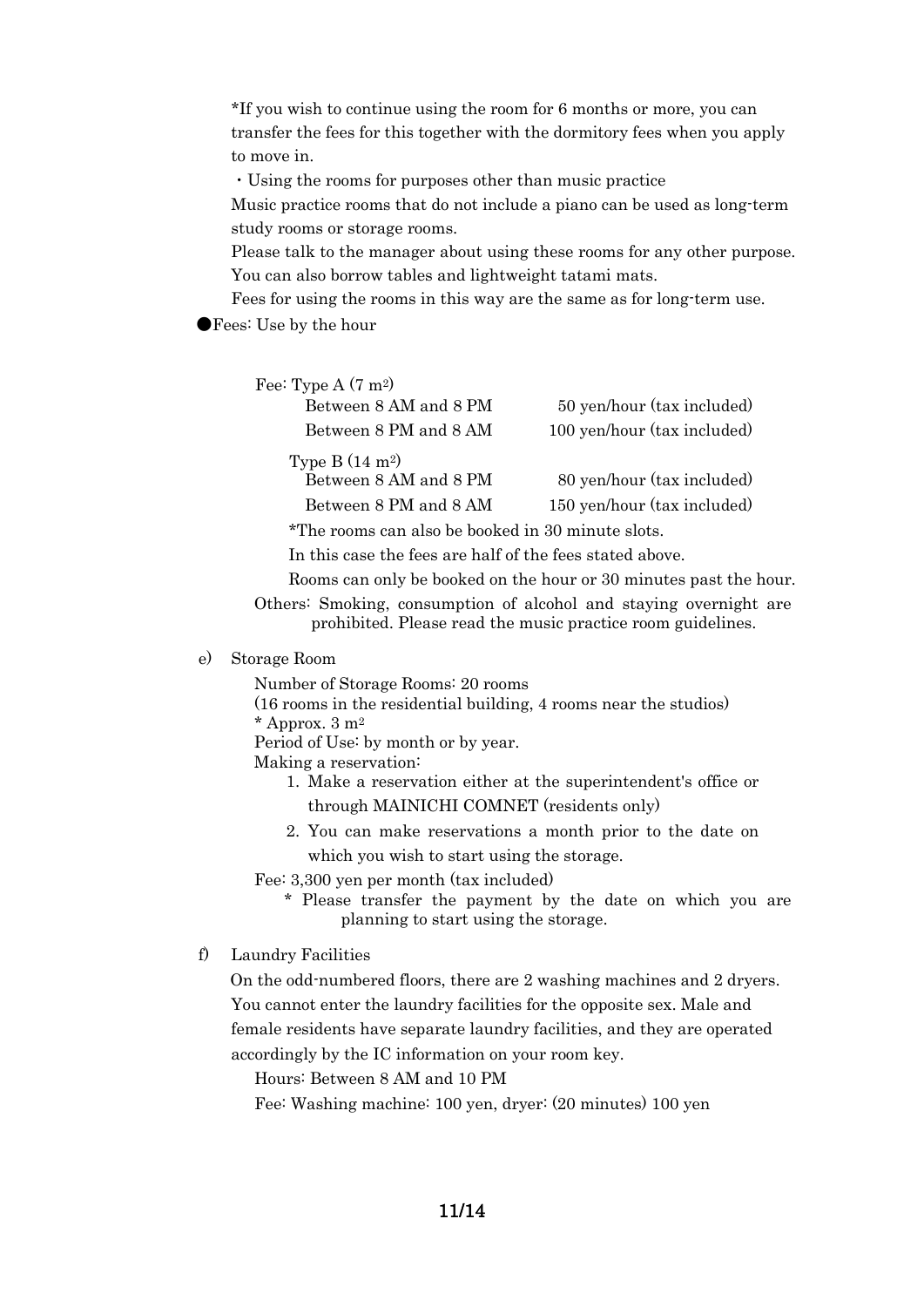*If you wish to continue using the room for 6 months or more, you can transfer the fees for this together with the dormitory fees when you apply to move in.

・Using the rooms for purposes other than music practice

Music practice rooms that do not include a piano can be used as long-term study rooms or storage rooms.

Please talk to the manager about using these rooms for any other purpose.

You can also borrow tables and lightweight tatami mats.

Fees for using the rooms in this way are the same as for long-term use.

●Fees: Use by the hour

Fee: Type A (7 m$^2$)

| | |
|---|---|
| Between 8 AM and 8 PM | 50 yen/hour (tax included) |
| Between 8 PM and 8 AM | 100 yen/hour (tax included) |

Type B (14 m$^2$)

| | |
|---|---|
| Between 8 AM and 8 PM | 80 yen/hour (tax included) |
| Between 8 PM and 8 AM | 150 yen/hour (tax included) |

*The rooms can also be booked in 30 minute slots.

In this case the fees are half of the fees stated above.

Rooms can only be booked on the hour or 30 minutes past the hour.

Others: Smoking, consumption of alcohol and staying overnight are prohibited. Please read the music practice room guidelines.

e) Storage Room

Number of Storage Rooms: 20 rooms
(16 rooms in the residential building, 4 rooms near the studios)
* Approx. 3 m$^2$
Period of Use: by month or by year.
Making a reservation:

1. Make a reservation either at the superintendent's office or through MAINICHI COMNET (residents only)
2. You can make reservations a month prior to the date on which you wish to start using the storage.

Fee: 3,300 yen per month (tax included)

* Please transfer the payment by the date on which you are planning to start using the storage.

f) Laundry Facilities

On the odd-numbered floors, there are 2 washing machines and 2 dryers. You cannot enter the laundry facilities for the opposite sex. Male and female residents have separate laundry facilities, and they are operated accordingly by the IC information on your room key.

Hours: Between 8 AM and 10 PM

Fee: Washing machine: 100 yen, dryer: (20 minutes) 100 yen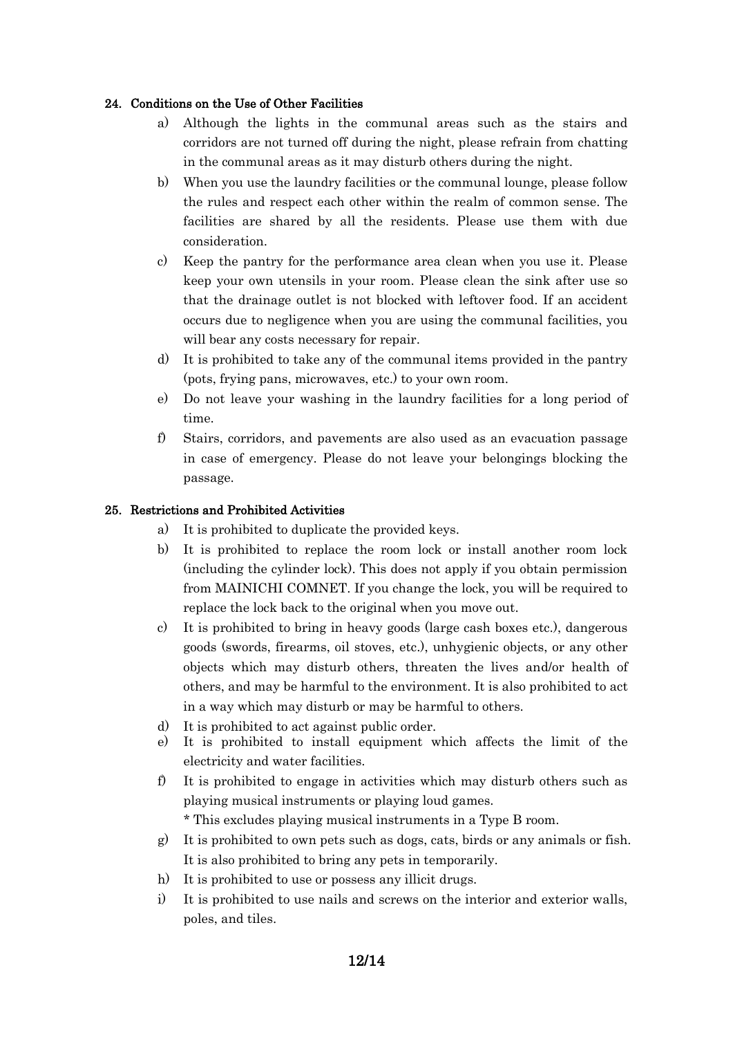#### 24. Conditions on the Use of Other Facilities

a) Although the lights in the communal areas such as the stairs and corridors are not turned off during the night, please refrain from chatting in the communal areas as it may disturb others during the night.

b) When you use the laundry facilities or the communal lounge, please follow the rules and respect each other within the realm of common sense. The facilities are shared by all the residents. Please use them with due consideration.

c) Keep the pantry for the performance area clean when you use it. Please keep your own utensils in your room. Please clean the sink after use so that the drainage outlet is not blocked with leftover food. If an accident occurs due to negligence when you are using the communal facilities, you will bear any costs necessary for repair.

d) It is prohibited to take any of the communal items provided in the pantry (pots, frying pans, microwaves, etc.) to your own room.

e) Do not leave your washing in the laundry facilities for a long period of time.

f) Stairs, corridors, and pavements are also used as an evacuation passage in case of emergency. Please do not leave your belongings blocking the passage.

#### 25. Restrictions and Prohibited Activities

a) It is prohibited to duplicate the provided keys.

b) It is prohibited to replace the room lock or install another room lock (including the cylinder lock). This does not apply if you obtain permission from MAINICHI COMNET. If you change the lock, you will be required to replace the lock back to the original when you move out.

c) It is prohibited to bring in heavy goods (large cash boxes etc.), dangerous goods (swords, firearms, oil stoves, etc.), unhygienic objects, or any other objects which may disturb others, threaten the lives and/or health of others, and may be harmful to the environment. It is also prohibited to act in a way which may disturb or may be harmful to others.

d) It is prohibited to act against public order.

e) It is prohibited to install equipment which affects the limit of the electricity and water facilities.

f) It is prohibited to engage in activities which may disturb others such as playing musical instruments or playing loud games.
\* This excludes playing musical instruments in a Type B room.

g) It is prohibited to own pets such as dogs, cats, birds or any animals or fish. It is also prohibited to bring any pets in temporarily.

h) It is prohibited to use or possess any illicit drugs.

i) It is prohibited to use nails and screws on the interior and exterior walls, poles, and tiles.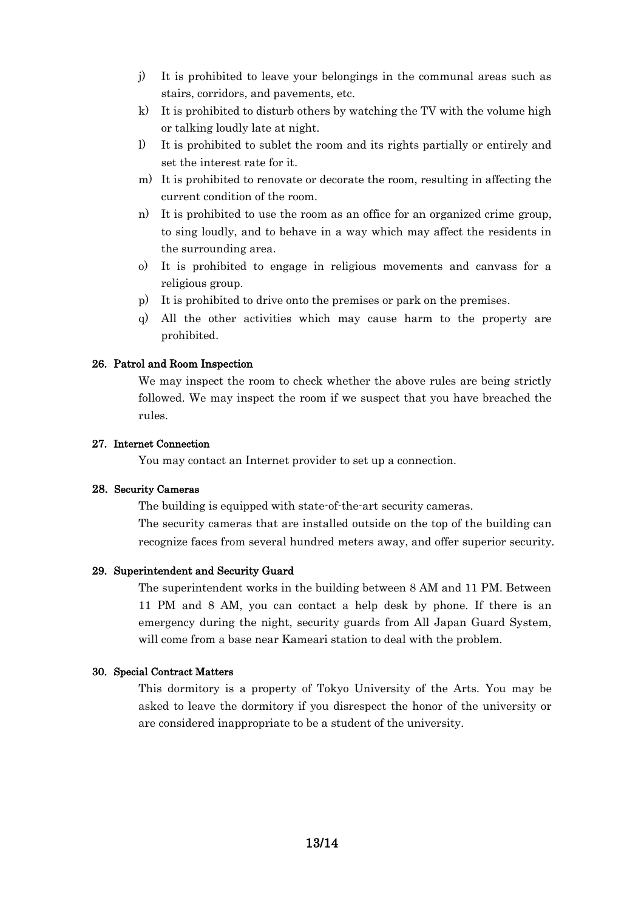j) It is prohibited to leave your belongings in the communal areas such as stairs, corridors, and pavements, etc.
k) It is prohibited to disturb others by watching the TV with the volume high or talking loudly late at night.
l) It is prohibited to sublet the room and its rights partially or entirely and set the interest rate for it.
m) It is prohibited to renovate or decorate the room, resulting in affecting the current condition of the room.
n) It is prohibited to use the room as an office for an organized crime group, to sing loudly, and to behave in a way which may affect the residents in the surrounding area.
o) It is prohibited to engage in religious movements and canvass for a religious group.
p) It is prohibited to drive onto the premises or park on the premises.
q) All the other activities which may cause harm to the property are prohibited.

### 26. Patrol and Room Inspection

We may inspect the room to check whether the above rules are being strictly followed. We may inspect the room if we suspect that you have breached the rules.

### 27. Internet Connection

You may contact an Internet provider to set up a connection.

### 28. Security Cameras

The building is equipped with state-of-the-art security cameras.

The security cameras that are installed outside on the top of the building can recognize faces from several hundred meters away, and offer superior security.

### 29. Superintendent and Security Guard

The superintendent works in the building between 8 AM and 11 PM. Between 11 PM and 8 AM, you can contact a help desk by phone. If there is an emergency during the night, security guards from All Japan Guard System, will come from a base near Kameari station to deal with the problem.

### 30. Special Contract Matters

This dormitory is a property of Tokyo University of the Arts. You may be asked to leave the dormitory if you disrespect the honor of the university or are considered inappropriate to be a student of the university.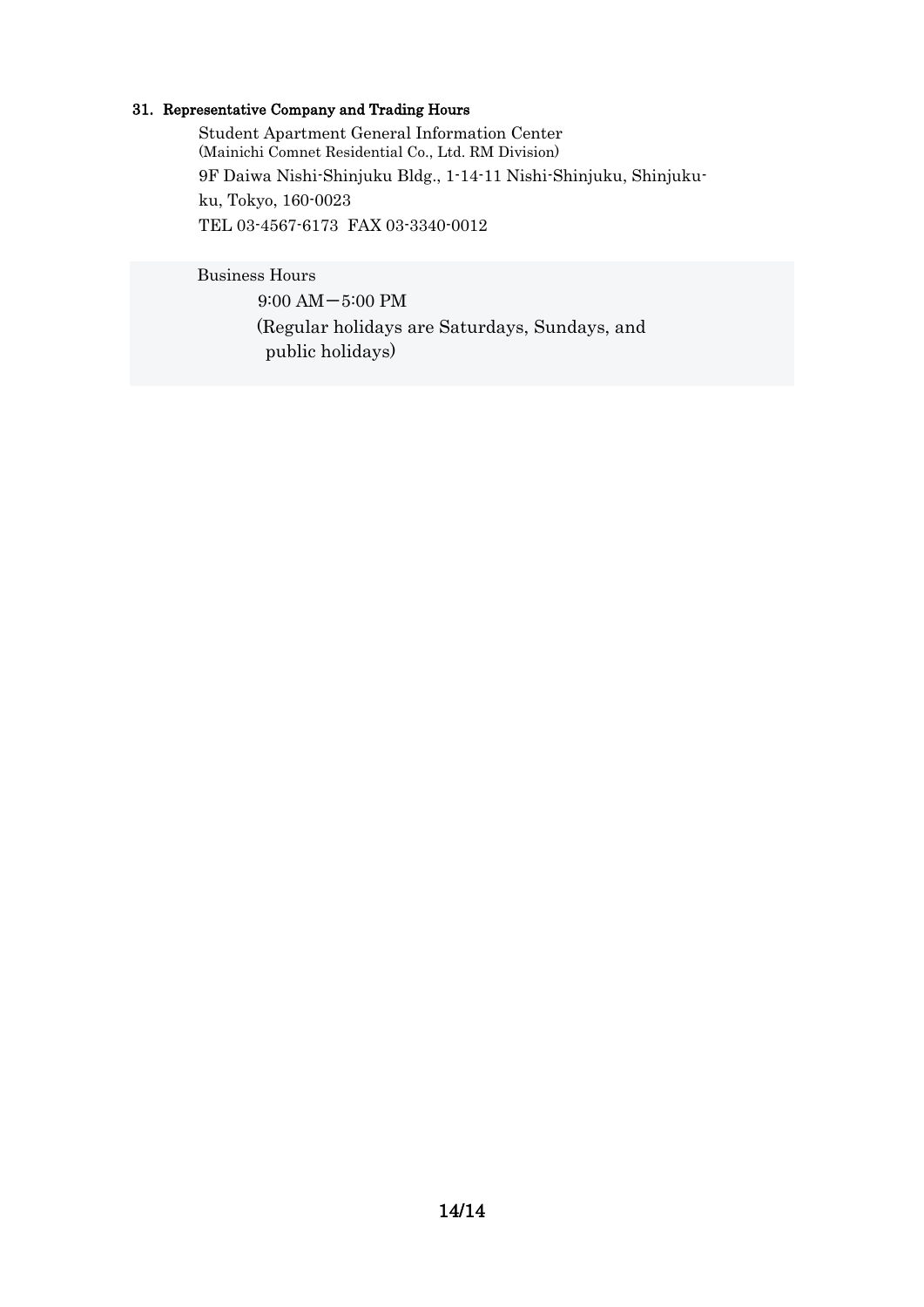### 31. Representative Company and Trading Hours

Student Apartment General Information Center
(Mainichi Comnet Residential Co., Ltd. RM Division)
9F Daiwa Nishi-Shinjuku Bldg., 1-14-11 Nishi-Shinjuku, Shinjuku-ku, Tokyo, 160-0023
TEL 03-4567-6173 FAX 03-3340-0012

Business Hours

9:00 AM－5:00 PM
(Regular holidays are Saturdays, Sundays, and public holidays)